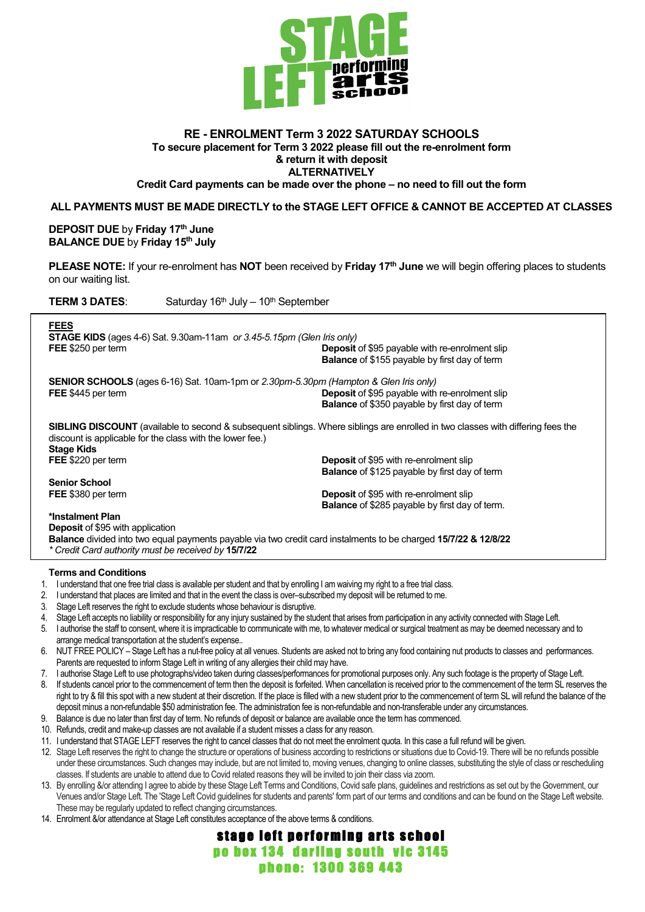# STAGE LEFT performing arts school

## RE - ENROLMENT Term 3 2022 SATURDAY SCHOOLS

**To secure placement for Term 3 2022 please fill out the re-enrolment form**
**& return it with deposit**
**ALTERNATIVELY**
**Credit Card payments can be made over the phone – no need to fill out the form**

**ALL PAYMENTS MUST BE MADE DIRECTLY to the STAGE LEFT OFFICE & CANNOT BE ACCEPTED AT CLASSES**

**DEPOSIT DUE** by **Friday 17th June**
**BALANCE DUE** by **Friday 15th July**

**PLEASE NOTE:** If your re-enrolment has **NOT** been received by **Friday 17th June** we will begin offering places to students on our waiting list.

**TERM 3 DATES**: Saturday 16th July – 10th September

**FEES**

**STAGE KIDS** (ages 4-6) Sat. 9.30am-11am *or 3.45-5.15pm (Glen Iris only)*
**FEE** $250 per term
**Deposit** of $95 payable with re-enrolment slip
**Balance** of $155 payable by first day of term

**SENIOR SCHOOLS** (ages 6-16) Sat. 10am-1pm or *2.30pm-5.30pm (Hampton & Glen Iris only)*
**FEE** $445 per term
**Deposit** of $95 payable with re-enrolment slip
**Balance** of $350 payable by first day of term

**SIBLING DISCOUNT** (available to second & subsequent siblings. Where siblings are enrolled in two classes with differing fees the discount is applicable for the class with the lower fee.)

**Stage Kids**
**FEE** $220 per term
**Deposit** of $95 with re-enrolment slip
**Balance** of $125 payable by first day of term

**Senior School**
**FEE** $380 per term
**Deposit** of $95 with re-enrolment slip
**Balance** of $285 payable by first day of term.

**\*Instalment Plan**
**Deposit** of $95 with application
**Balance** divided into two equal payments payable via two credit card instalments to be charged **15/7/22 & 12/8/22**
*\* Credit Card authority must be received by* **15/7/22**

**Terms and Conditions**

1. I understand that one free trial class is available per student and that by enrolling I am waiving my right to a free trial class.
2. I understand that places are limited and that in the event the class is over–subscribed my deposit will be returned to me.
3. Stage Left reserves the right to exclude students whose behaviour is disruptive.
4. Stage Left accepts no liability or responsibility for any injury sustained by the student that arises from participation in any activity connected with Stage Left.
5. I authorise the staff to consent, where it is impracticable to communicate with me, to whatever medical or surgical treatment as may be deemed necessary and to arrange medical transportation at the student's expense..
6. NUT FREE POLICY – Stage Left has a nut-free policy at all venues. Students are asked not to bring any food containing nut products to classes and performances. Parents are requested to inform Stage Left in writing of any allergies their child may have.
7. I authorise Stage Left to use photographs/video taken during classes/performances for promotional purposes only. Any such footage is the property of Stage Left.
8. If students cancel prior to the commencement of term then the deposit is forfeited. When cancellation is received prior to the commencement of the term SL reserves the right to try & fill this spot with a new student at their discretion. If the place is filled with a new student prior to the commencement of term SL will refund the balance of the deposit minus a non-refundable $50 administration fee. The administration fee is non-refundable and non-transferable under any circumstances.
9. Balance is due no later than first day of term. No refunds of deposit or balance are available once the term has commenced.
10. Refunds, credit and make-up classes are not available if a student misses a class for any reason.
11. I understand that STAGE LEFT reserves the right to cancel classes that do not meet the enrolment quota. In this case a full refund will be given.
12. Stage Left reserves the right to change the structure or operations of business according to restrictions or situations due to Covid-19. There will be no refunds possible under these circumstances. Such changes may include, but are not limited to, moving venues, changing to online classes, substituting the style of class or rescheduling classes. If students are unable to attend due to Covid related reasons they will be invited to join their class via zoom.
13. By enrolling &/or attending I agree to abide by these Stage Left Terms and Conditions, Covid safe plans, guidelines and restrictions as set out by the Government, our Venues and/or Stage Left. The 'Stage Left Covid guidelines for students and parents' form part of our terms and conditions and can be found on the Stage Left website. These may be regularly updated to reflect changing circumstances.
14. Enrolment &/or attendance at Stage Left constitutes acceptance of the above terms & conditions.

**stage left performing arts school**
**po box 134 darling south vic 3145**
**phone: 1300 369 443**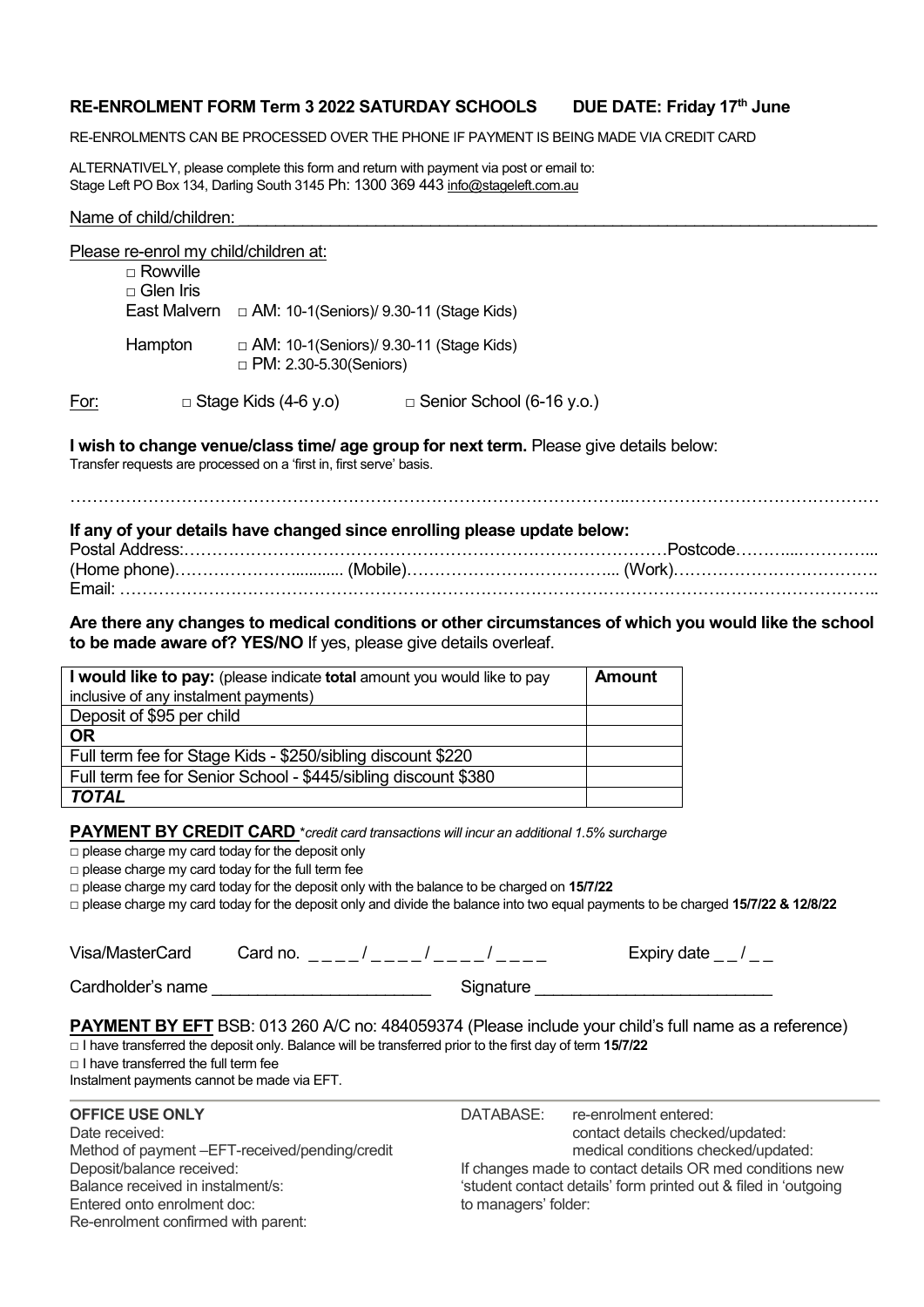**RE-ENROLMENT FORM Term 3 2022 SATURDAY SCHOOLS DUE DATE: Friday 17th June**

RE-ENROLMENTS CAN BE PROCESSED OVER THE PHONE IF PAYMENT IS BEING MADE VIA CREDIT CARD

ALTERNATIVELY, please complete this form and return with payment via post or email to:
Stage Left PO Box 134, Darling South 3145 Ph: 1300 369 443 info@stageleft.com.au

Name of child/children: ____________________________________________

Please re-enrol my child/children at:

- □ Rowville
- □ Glen Iris
- East Malvern □ AM: 10-1(Seniors)/ 9.30-11 (Stage Kids)
- Hampton □ AM: 10-1(Seniors)/ 9.30-11 (Stage Kids)
  □ PM: 2.30-5.30(Seniors)

For: □ Stage Kids (4-6 y.o) □ Senior School (6-16 y.o.)

**I wish to change venue/class time/ age group for next term.** Please give details below:
Transfer requests are processed on a 'first in, first serve' basis.

……………………………………………………………………………………………………………………

**If any of your details have changed since enrolling please update below:**

Postal Address:…………………………………………………………………………Postcode……………………
(Home phone)……………………… (Mobile)………………………………… (Work)……………………………….
Email: ……………………………………………………………………………………………………………………..

**Are there any changes to medical conditions or other circumstances of which you would like the school to be made aware of? YES/NO** If yes, please give details overleaf.

| **I would like to pay:** (please indicate **total** amount you would like to pay inclusive of any instalment payments) | **Amount** |
|---|---|
| Deposit of $95 per child | |
| **OR** | |
| Full term fee for Stage Kids - $250/sibling discount $220 | |
| Full term fee for Senior School - $445/sibling discount $380 | |
| ***TOTAL*** | |

**PAYMENT BY CREDIT CARD** *\*credit card transactions will incur an additional 1.5% surcharge*

- □ please charge my card today for the deposit only
- □ please charge my card today for the full term fee
- □ please charge my card today for the deposit only with the balance to be charged on **15/7/22**
- □ please charge my card today for the deposit only and divide the balance into two equal payments to be charged **15/7/22 & 12/8/22**

Visa/MasterCard Card no. _ _ _ _ / _ _ _ _ / _ _ _ _ / _ _ _ _ Expiry date _ _ / _ _

Cardholder's name ________________________ Signature __________________________

**PAYMENT BY EFT** BSB: 013 260 A/C no: 484059374 (Please include your child's full name as a reference)

- □ I have transferred the deposit only. Balance will be transferred prior to the first day of term **15/7/22**
- □ I have transferred the full term fee

Instalment payments cannot be made via EFT.

**OFFICE USE ONLY**
Date received:
Method of payment –EFT-received/pending/credit
Deposit/balance received:
Balance received in instalment/s:
Entered onto enrolment doc:
Re-enrolment confirmed with parent:

DATABASE: re-enrolment entered:
contact details checked/updated:
medical conditions checked/updated:
If changes made to contact details OR med conditions new 'student contact details' form printed out & filed in 'outgoing to managers' folder: